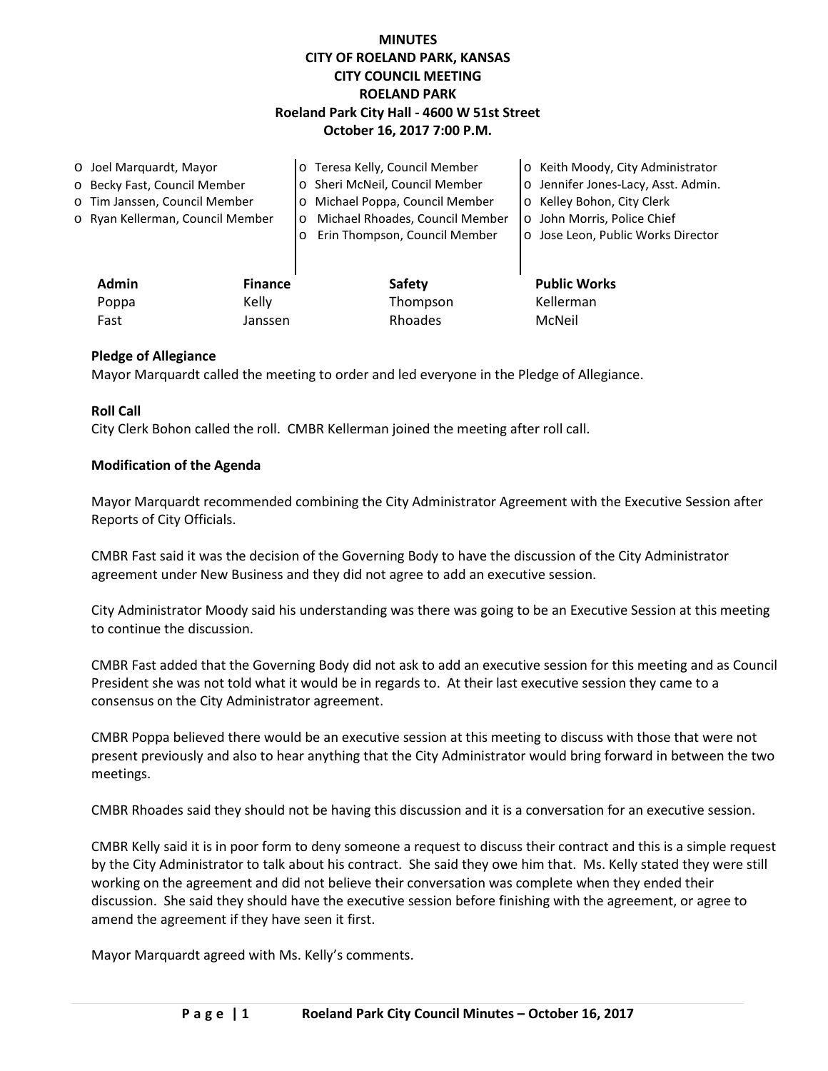**MINUTES**
**CITY OF ROELAND PARK, KANSAS**
**CITY COUNCIL MEETING**
**ROELAND PARK**
**Roeland Park City Hall - 4600 W 51st Street**
**October 16, 2017 7:00 P.M.**

- Joel Marquardt, Mayor
- Becky Fast, Council Member
- Tim Janssen, Council Member
- Ryan Kellerman, Council Member
- Teresa Kelly, Council Member
- Sheri McNeil, Council Member
- Michael Poppa, Council Member
- Michael Rhoades, Council Member
- Erin Thompson, Council Member
- Keith Moody, City Administrator
- Jennifer Jones-Lacy, Asst. Admin.
- Kelley Bohon, City Clerk
- John Morris, Police Chief
- Jose Leon, Public Works Director

| Admin | Finance | Safety | Public Works |
|---|---|---|---|
| Poppa | Kelly | Thompson | Kellerman |
| Fast | Janssen | Rhoades | McNeil |

**Pledge of Allegiance**
Mayor Marquardt called the meeting to order and led everyone in the Pledge of Allegiance.

**Roll Call**
City Clerk Bohon called the roll. CMBR Kellerman joined the meeting after roll call.

**Modification of the Agenda**

Mayor Marquardt recommended combining the City Administrator Agreement with the Executive Session after Reports of City Officials.

CMBR Fast said it was the decision of the Governing Body to have the discussion of the City Administrator agreement under New Business and they did not agree to add an executive session.

City Administrator Moody said his understanding was there was going to be an Executive Session at this meeting to continue the discussion.

CMBR Fast added that the Governing Body did not ask to add an executive session for this meeting and as Council President she was not told what it would be in regards to. At their last executive session they came to a consensus on the City Administrator agreement.

CMBR Poppa believed there would be an executive session at this meeting to discuss with those that were not present previously and also to hear anything that the City Administrator would bring forward in between the two meetings.

CMBR Rhoades said they should not be having this discussion and it is a conversation for an executive session.

CMBR Kelly said it is in poor form to deny someone a request to discuss their contract and this is a simple request by the City Administrator to talk about his contract. She said they owe him that. Ms. Kelly stated they were still working on the agreement and did not believe their conversation was complete when they ended their discussion. She said they should have the executive session before finishing with the agreement, or agree to amend the agreement if they have seen it first.

Mayor Marquardt agreed with Ms. Kelly's comments.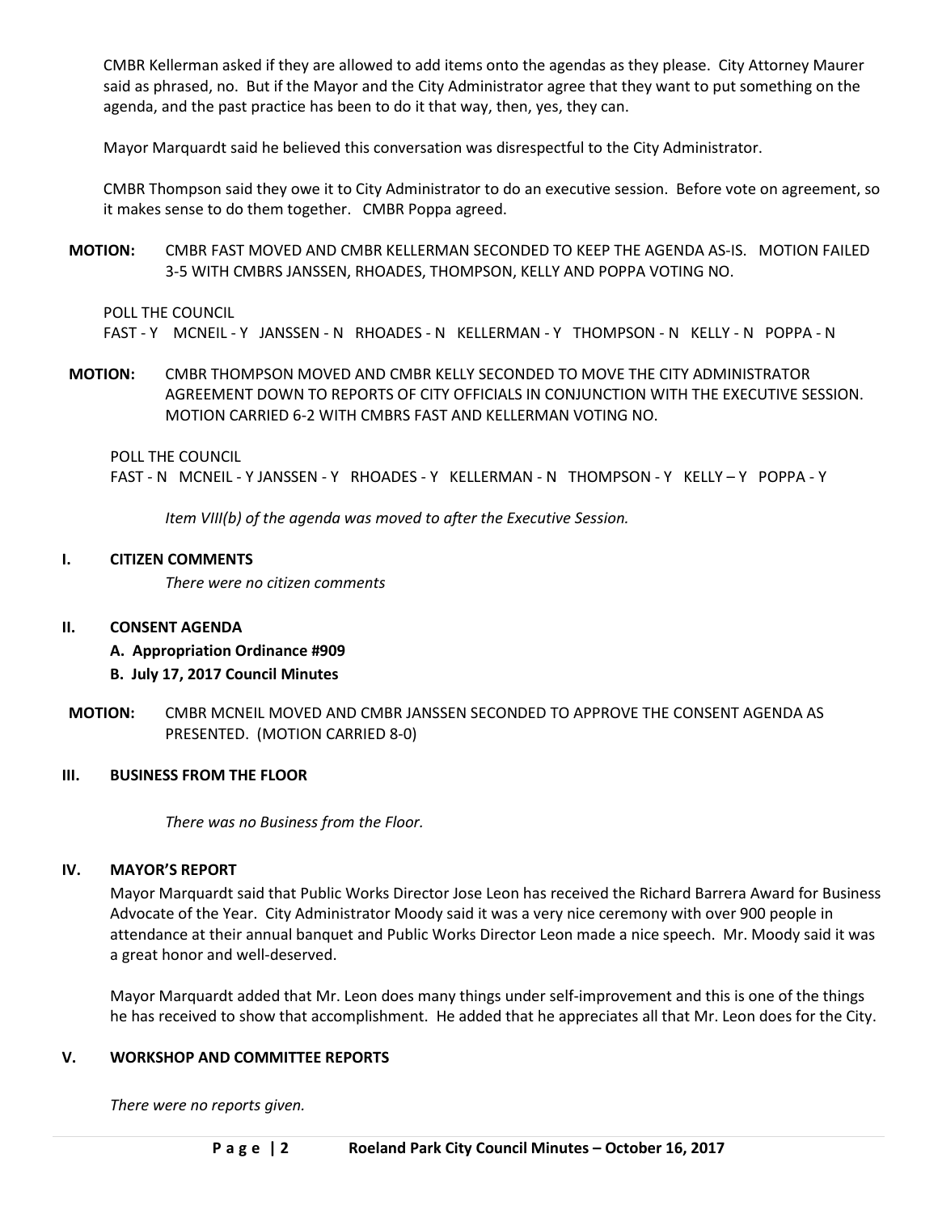CMBR Kellerman asked if they are allowed to add items onto the agendas as they please. City Attorney Maurer said as phrased, no. But if the Mayor and the City Administrator agree that they want to put something on the agenda, and the past practice has been to do it that way, then, yes, they can.

Mayor Marquardt said he believed this conversation was disrespectful to the City Administrator.

CMBR Thompson said they owe it to City Administrator to do an executive session. Before vote on agreement, so it makes sense to do them together. CMBR Poppa agreed.

**MOTION:** CMBR FAST MOVED AND CMBR KELLERMAN SECONDED TO KEEP THE AGENDA AS-IS. MOTION FAILED 3-5 WITH CMBRS JANSSEN, RHOADES, THOMPSON, KELLY AND POPPA VOTING NO.

POLL THE COUNCIL
FAST - Y MCNEIL - Y JANSSEN - N RHOADES - N KELLERMAN - Y THOMPSON - N KELLY - N POPPA - N

**MOTION:** CMBR THOMPSON MOVED AND CMBR KELLY SECONDED TO MOVE THE CITY ADMINISTRATOR AGREEMENT DOWN TO REPORTS OF CITY OFFICIALS IN CONJUNCTION WITH THE EXECUTIVE SESSION. MOTION CARRIED 6-2 WITH CMBRS FAST AND KELLERMAN VOTING NO.

POLL THE COUNCIL
FAST - N MCNEIL - Y JANSSEN - Y RHOADES - Y KELLERMAN - N THOMPSON - Y KELLY – Y POPPA - Y

*Item VIII(b) of the agenda was moved to after the Executive Session.*

## I. CITIZEN COMMENTS

*There were no citizen comments*

## II. CONSENT AGENDA

**A. Appropriation Ordinance #909**

**B. July 17, 2017 Council Minutes**

**MOTION:** CMBR MCNEIL MOVED AND CMBR JANSSEN SECONDED TO APPROVE THE CONSENT AGENDA AS PRESENTED. (MOTION CARRIED 8-0)

## III. BUSINESS FROM THE FLOOR

*There was no Business from the Floor.*

## IV. MAYOR'S REPORT

Mayor Marquardt said that Public Works Director Jose Leon has received the Richard Barrera Award for Business Advocate of the Year. City Administrator Moody said it was a very nice ceremony with over 900 people in attendance at their annual banquet and Public Works Director Leon made a nice speech. Mr. Moody said it was a great honor and well-deserved.

Mayor Marquardt added that Mr. Leon does many things under self-improvement and this is one of the things he has received to show that accomplishment. He added that he appreciates all that Mr. Leon does for the City.

## V. WORKSHOP AND COMMITTEE REPORTS

*There were no reports given.*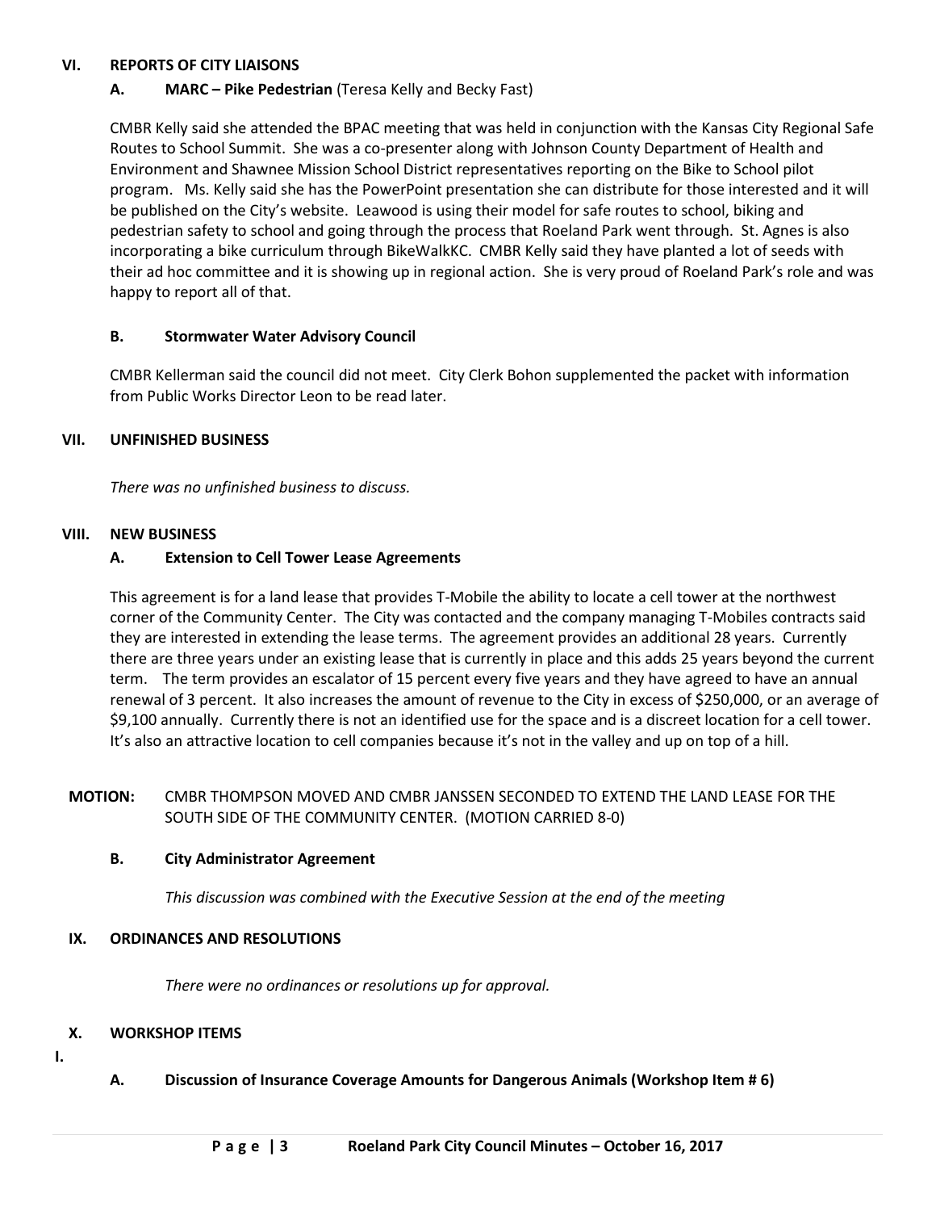## VI. REPORTS OF CITY LIAISONS

### A. MARC – Pike Pedestrian (Teresa Kelly and Becky Fast)

CMBR Kelly said she attended the BPAC meeting that was held in conjunction with the Kansas City Regional Safe Routes to School Summit. She was a co-presenter along with Johnson County Department of Health and Environment and Shawnee Mission School District representatives reporting on the Bike to School pilot program. Ms. Kelly said she has the PowerPoint presentation she can distribute for those interested and it will be published on the City's website. Leawood is using their model for safe routes to school, biking and pedestrian safety to school and going through the process that Roeland Park went through. St. Agnes is also incorporating a bike curriculum through BikeWalkKC. CMBR Kelly said they have planted a lot of seeds with their ad hoc committee and it is showing up in regional action. She is very proud of Roeland Park's role and was happy to report all of that.

### B. Stormwater Water Advisory Council

CMBR Kellerman said the council did not meet. City Clerk Bohon supplemented the packet with information from Public Works Director Leon to be read later.

## VII. UNFINISHED BUSINESS

*There was no unfinished business to discuss.*

## VIII. NEW BUSINESS

### A. Extension to Cell Tower Lease Agreements

This agreement is for a land lease that provides T-Mobile the ability to locate a cell tower at the northwest corner of the Community Center. The City was contacted and the company managing T-Mobiles contracts said they are interested in extending the lease terms. The agreement provides an additional 28 years. Currently there are three years under an existing lease that is currently in place and this adds 25 years beyond the current term. The term provides an escalator of 15 percent every five years and they have agreed to have an annual renewal of 3 percent. It also increases the amount of revenue to the City in excess of $250,000, or an average of $9,100 annually. Currently there is not an identified use for the space and is a discreet location for a cell tower. It's also an attractive location to cell companies because it's not in the valley and up on top of a hill.

**MOTION:** CMBR THOMPSON MOVED AND CMBR JANSSEN SECONDED TO EXTEND THE LAND LEASE FOR THE SOUTH SIDE OF THE COMMUNITY CENTER. (MOTION CARRIED 8-0)

### B. City Administrator Agreement

*This discussion was combined with the Executive Session at the end of the meeting*

## IX. ORDINANCES AND RESOLUTIONS

*There were no ordinances or resolutions up for approval.*

## X. WORKSHOP ITEMS

I.

### A. Discussion of Insurance Coverage Amounts for Dangerous Animals (Workshop Item # 6)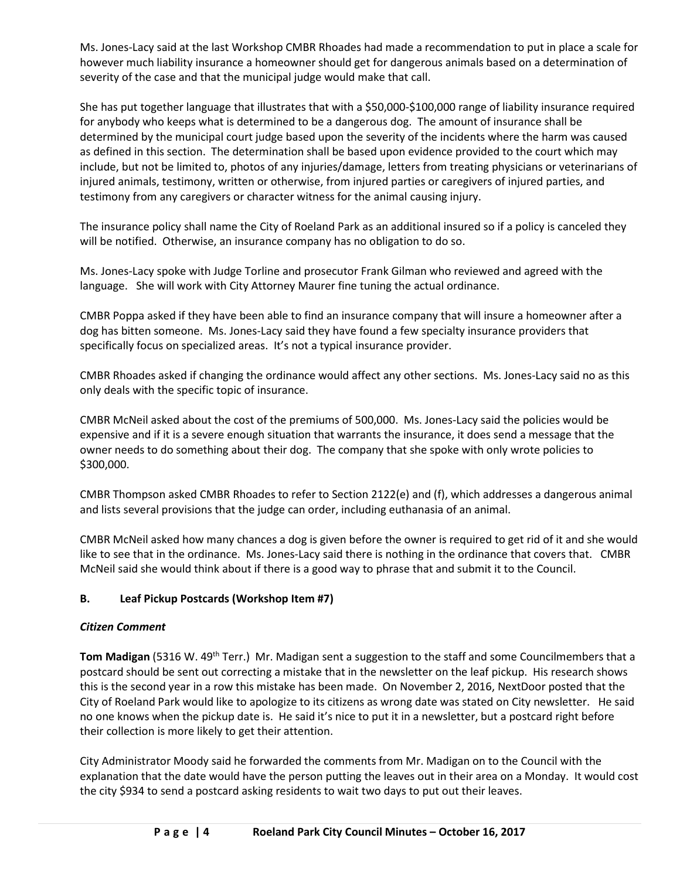Ms. Jones-Lacy said at the last Workshop CMBR Rhoades had made a recommendation to put in place a scale for however much liability insurance a homeowner should get for dangerous animals based on a determination of severity of the case and that the municipal judge would make that call.

She has put together language that illustrates that with a $50,000-$100,000 range of liability insurance required for anybody who keeps what is determined to be a dangerous dog. The amount of insurance shall be determined by the municipal court judge based upon the severity of the incidents where the harm was caused as defined in this section. The determination shall be based upon evidence provided to the court which may include, but not be limited to, photos of any injuries/damage, letters from treating physicians or veterinarians of injured animals, testimony, written or otherwise, from injured parties or caregivers of injured parties, and testimony from any caregivers or character witness for the animal causing injury.

The insurance policy shall name the City of Roeland Park as an additional insured so if a policy is canceled they will be notified. Otherwise, an insurance company has no obligation to do so.

Ms. Jones-Lacy spoke with Judge Torline and prosecutor Frank Gilman who reviewed and agreed with the language. She will work with City Attorney Maurer fine tuning the actual ordinance.

CMBR Poppa asked if they have been able to find an insurance company that will insure a homeowner after a dog has bitten someone. Ms. Jones-Lacy said they have found a few specialty insurance providers that specifically focus on specialized areas. It's not a typical insurance provider.

CMBR Rhoades asked if changing the ordinance would affect any other sections. Ms. Jones-Lacy said no as this only deals with the specific topic of insurance.

CMBR McNeil asked about the cost of the premiums of 500,000. Ms. Jones-Lacy said the policies would be expensive and if it is a severe enough situation that warrants the insurance, it does send a message that the owner needs to do something about their dog. The company that she spoke with only wrote policies to $300,000.

CMBR Thompson asked CMBR Rhoades to refer to Section 2122(e) and (f), which addresses a dangerous animal and lists several provisions that the judge can order, including euthanasia of an animal.

CMBR McNeil asked how many chances a dog is given before the owner is required to get rid of it and she would like to see that in the ordinance. Ms. Jones-Lacy said there is nothing in the ordinance that covers that. CMBR McNeil said she would think about if there is a good way to phrase that and submit it to the Council.

### B. Leaf Pickup Postcards (Workshop Item #7)

***Citizen Comment***

**Tom Madigan** (5316 W. 49th Terr.) Mr. Madigan sent a suggestion to the staff and some Councilmembers that a postcard should be sent out correcting a mistake that in the newsletter on the leaf pickup. His research shows this is the second year in a row this mistake has been made. On November 2, 2016, NextDoor posted that the City of Roeland Park would like to apologize to its citizens as wrong date was stated on City newsletter. He said no one knows when the pickup date is. He said it's nice to put it in a newsletter, but a postcard right before their collection is more likely to get their attention.

City Administrator Moody said he forwarded the comments from Mr. Madigan on to the Council with the explanation that the date would have the person putting the leaves out in their area on a Monday. It would cost the city $934 to send a postcard asking residents to wait two days to put out their leaves.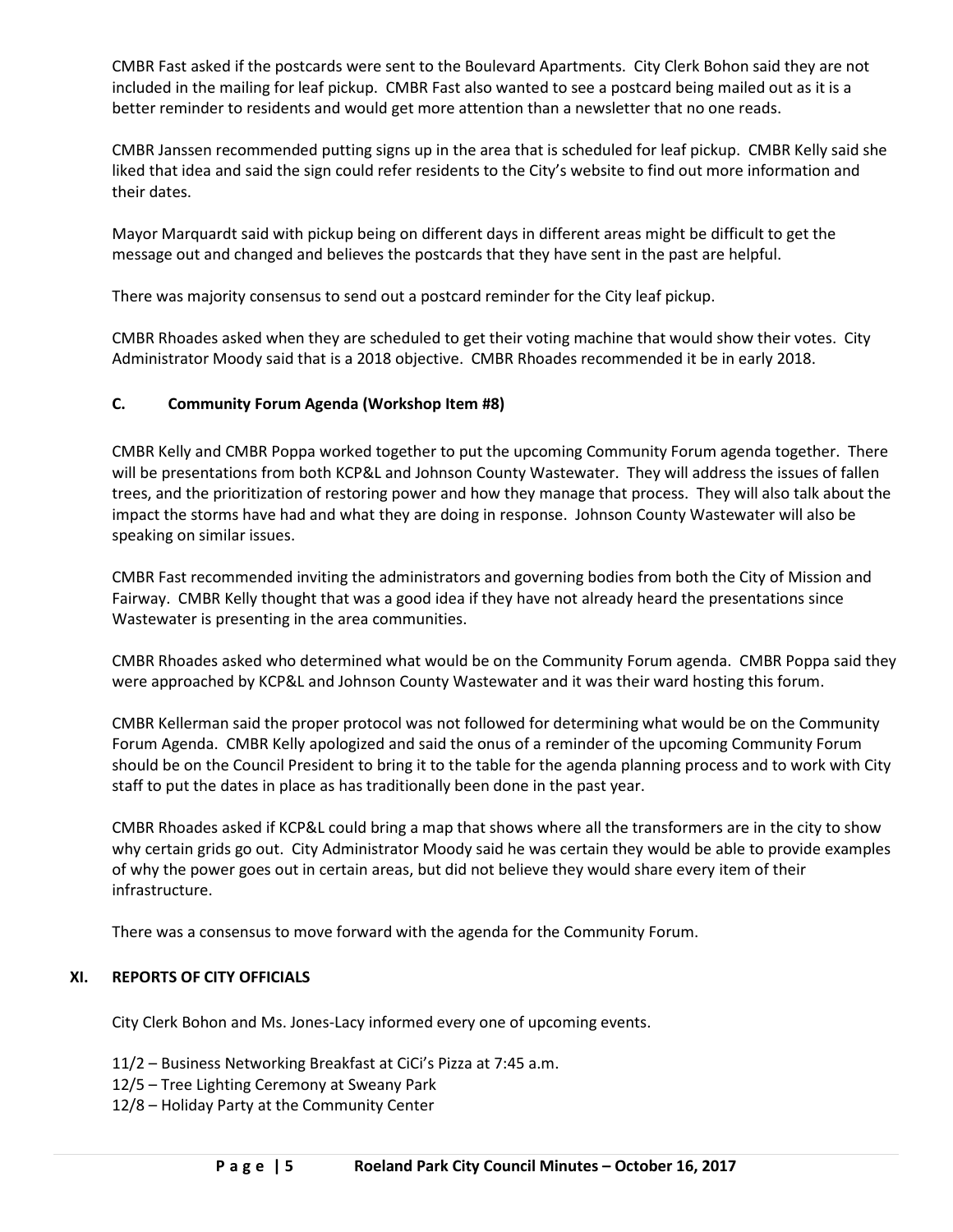CMBR Fast asked if the postcards were sent to the Boulevard Apartments. City Clerk Bohon said they are not included in the mailing for leaf pickup. CMBR Fast also wanted to see a postcard being mailed out as it is a better reminder to residents and would get more attention than a newsletter that no one reads.

CMBR Janssen recommended putting signs up in the area that is scheduled for leaf pickup. CMBR Kelly said she liked that idea and said the sign could refer residents to the City's website to find out more information and their dates.

Mayor Marquardt said with pickup being on different days in different areas might be difficult to get the message out and changed and believes the postcards that they have sent in the past are helpful.

There was majority consensus to send out a postcard reminder for the City leaf pickup.

CMBR Rhoades asked when they are scheduled to get their voting machine that would show their votes. City Administrator Moody said that is a 2018 objective. CMBR Rhoades recommended it be in early 2018.

### C. Community Forum Agenda (Workshop Item #8)

CMBR Kelly and CMBR Poppa worked together to put the upcoming Community Forum agenda together. There will be presentations from both KCP&L and Johnson County Wastewater. They will address the issues of fallen trees, and the prioritization of restoring power and how they manage that process. They will also talk about the impact the storms have had and what they are doing in response. Johnson County Wastewater will also be speaking on similar issues.

CMBR Fast recommended inviting the administrators and governing bodies from both the City of Mission and Fairway. CMBR Kelly thought that was a good idea if they have not already heard the presentations since Wastewater is presenting in the area communities.

CMBR Rhoades asked who determined what would be on the Community Forum agenda. CMBR Poppa said they were approached by KCP&L and Johnson County Wastewater and it was their ward hosting this forum.

CMBR Kellerman said the proper protocol was not followed for determining what would be on the Community Forum Agenda. CMBR Kelly apologized and said the onus of a reminder of the upcoming Community Forum should be on the Council President to bring it to the table for the agenda planning process and to work with City staff to put the dates in place as has traditionally been done in the past year.

CMBR Rhoades asked if KCP&L could bring a map that shows where all the transformers are in the city to show why certain grids go out. City Administrator Moody said he was certain they would be able to provide examples of why the power goes out in certain areas, but did not believe they would share every item of their infrastructure.

There was a consensus to move forward with the agenda for the Community Forum.

## XI. REPORTS OF CITY OFFICIALS

City Clerk Bohon and Ms. Jones-Lacy informed every one of upcoming events.

11/2 – Business Networking Breakfast at CiCi's Pizza at 7:45 a.m.
12/5 – Tree Lighting Ceremony at Sweany Park
12/8 – Holiday Party at the Community Center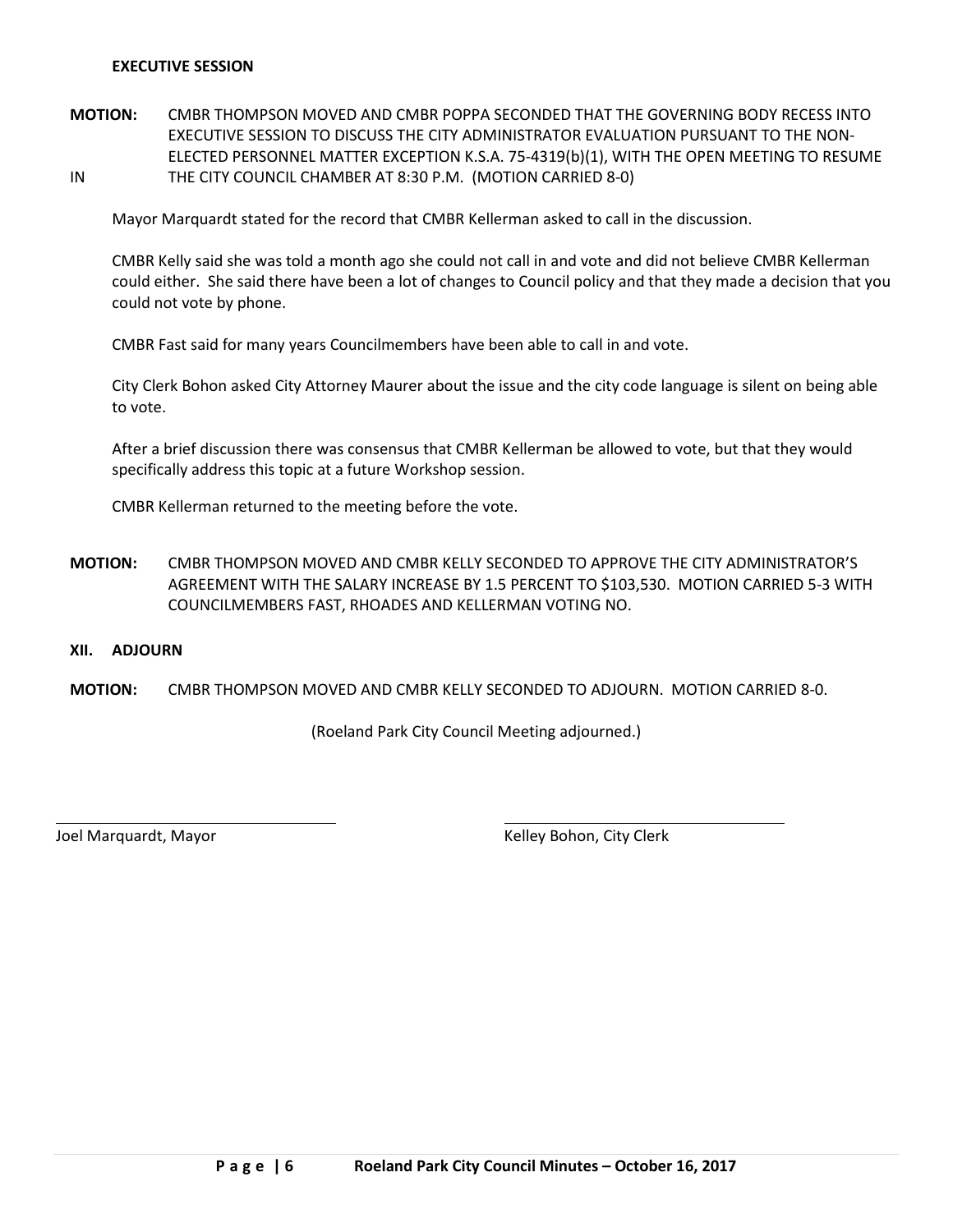**EXECUTIVE SESSION**

**MOTION:** CMBR THOMPSON MOVED AND CMBR POPPA SECONDED THAT THE GOVERNING BODY RECESS INTO EXECUTIVE SESSION TO DISCUSS THE CITY ADMINISTRATOR EVALUATION PURSUANT TO THE NON-ELECTED PERSONNEL MATTER EXCEPTION K.S.A. 75-4319(b)(1), WITH THE OPEN MEETING TO RESUME IN THE CITY COUNCIL CHAMBER AT 8:30 P.M. (MOTION CARRIED 8-0)

Mayor Marquardt stated for the record that CMBR Kellerman asked to call in the discussion.

CMBR Kelly said she was told a month ago she could not call in and vote and did not believe CMBR Kellerman could either. She said there have been a lot of changes to Council policy and that they made a decision that you could not vote by phone.

CMBR Fast said for many years Councilmembers have been able to call in and vote.

City Clerk Bohon asked City Attorney Maurer about the issue and the city code language is silent on being able to vote.

After a brief discussion there was consensus that CMBR Kellerman be allowed to vote, but that they would specifically address this topic at a future Workshop session.

CMBR Kellerman returned to the meeting before the vote.

**MOTION:** CMBR THOMPSON MOVED AND CMBR KELLY SECONDED TO APPROVE THE CITY ADMINISTRATOR'S AGREEMENT WITH THE SALARY INCREASE BY 1.5 PERCENT TO $103,530. MOTION CARRIED 5-3 WITH COUNCILMEMBERS FAST, RHOADES AND KELLERMAN VOTING NO.

**XII. ADJOURN**

**MOTION:** CMBR THOMPSON MOVED AND CMBR KELLY SECONDED TO ADJOURN. MOTION CARRIED 8-0.

(Roeland Park City Council Meeting adjourned.)

Joel Marquardt, Mayor

Kelley Bohon, City Clerk